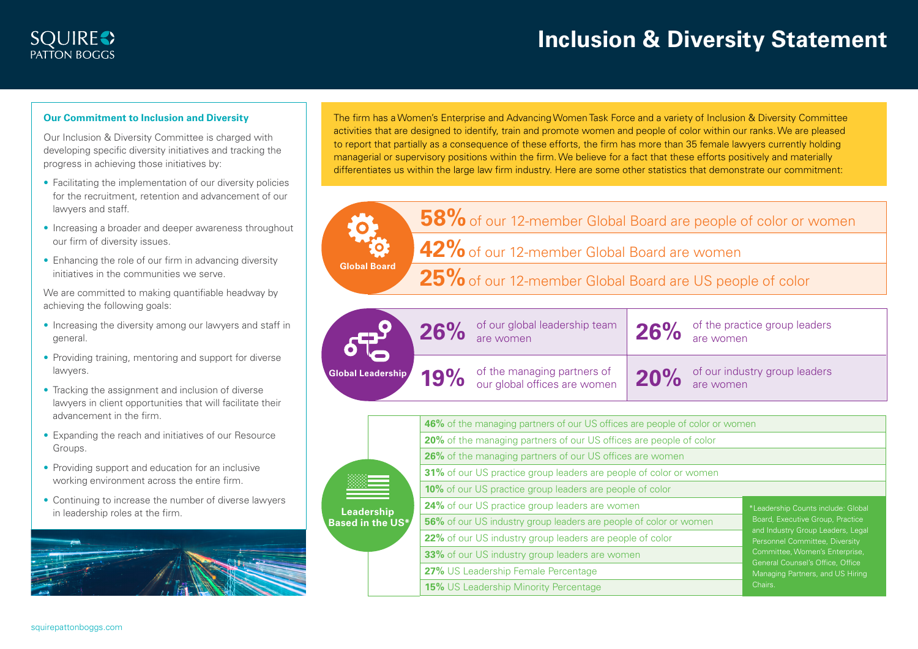# Inclusion & Diversity Statement

## Our Commitment to Inclusion and Diversity

Our Inclusion & Diversity Committee is charged with developing specific diversity initiatives and tracking the progress in achieving those initiatives by:

- Facilitating the implementation of our diversity policies for the recruitment, retention and advancement of our lawyers and staff.
- Increasing a broader and deeper awareness throughout our firm of diversity issues.
- Enhancing the role of our firm in advancing diversity initiatives in the communities we serve.

We are committed to making quantifiable headway by achieving the following goals:

- Increasing the diversity among our lawyers and staff in general.
- Providing training, mentoring and support for diverse lawyers.
- Tracking the assignment and inclusion of diverse lawyers in client opportunities that will facilitate their advancement in the firm.
- Expanding the reach and initiatives of our Resource Groups.
- Providing support and education for an inclusive working environment across the entire firm.
- Continuing to increase the number of diverse lawyers in leadership roles at the firm.

The firm has a Women's Enterprise and Advancing Women Task Force and a variety of Inclusion & Diversity Committee activities that are designed to identify, train and promote women and people of color within our ranks. We are pleased to report that partially as a consequence of these efforts, the firm has more than 35 female lawyers currently holding managerial or supervisory positions within the firm. We believe for a fact that these efforts positively and materially differentiates us within the large law firm industry. Here are some other statistics that demonstrate our commitment:

### Global Board

- **58%** of our 12-member Global Board are people of color or women
- **42%** of our 12-member Global Board are women
- **25%** of our 12-member Global Board are US people of color

### Global Leadership

- **26%** of our global leadership team are women
- **26%** of the practice group leaders are women
- **19%** of the managing partners of our global offices are women
- **20%** of our industry group leaders are women

### Leadership Based in the US*

- **46%** of the managing partners of our US offices are people of color or women
- **20%** of the managing partners of our US offices are people of color
- **26%** of the managing partners of our US offices are women
- **31%** of our US practice group leaders are people of color or women
- **10%** of our US practice group leaders are people of color
- **24%** of our US practice group leaders are women
- **56%** of our US industry group leaders are people of color or women
- **22%** of our US industry group leaders are people of color
- **33%** of our US industry group leaders are women
- **27%** US Leadership Female Percentage
- **15%** US Leadership Minority Percentage

*Leadership Counts include: Global Board, Executive Group, Practice and Industry Group Leaders, Legal Personnel Committee, Diversity Committee, Women's Enterprise, General Counsel's Office, Office Managing Partners, and US Hiring Chairs.

squirepattonboggs.com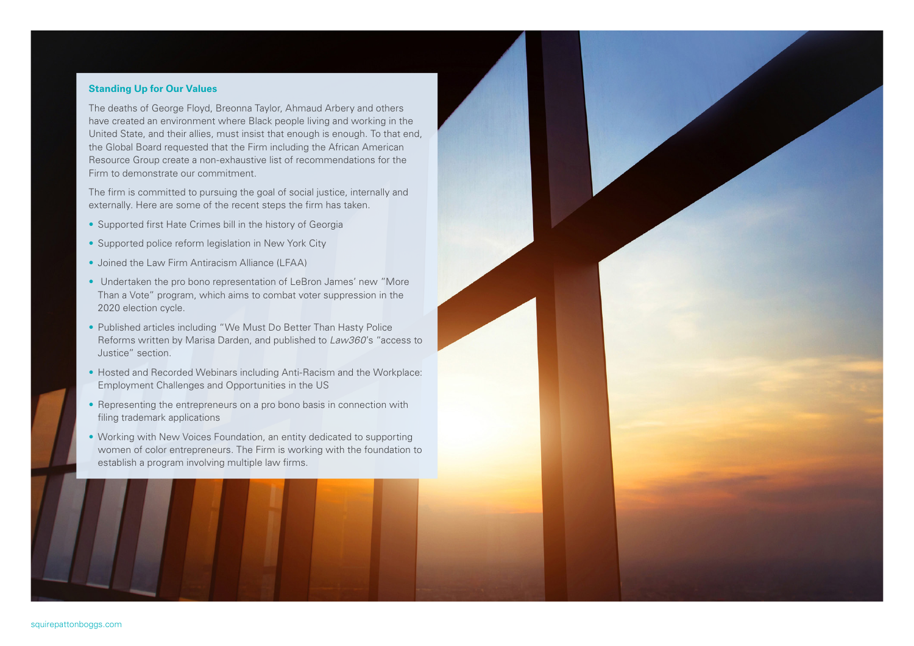## Standing Up for Our Values

The deaths of George Floyd, Breonna Taylor, Ahmaud Arbery and others have created an environment where Black people living and working in the United State, and their allies, must insist that enough is enough. To that end, the Global Board requested that the Firm including the African American Resource Group create a non-exhaustive list of recommendations for the Firm to demonstrate our commitment.

The firm is committed to pursuing the goal of social justice, internally and externally. Here are some of the recent steps the firm has taken.

- Supported first Hate Crimes bill in the history of Georgia
- Supported police reform legislation in New York City
- Joined the Law Firm Antiracism Alliance (LFAA)
- Undertaken the pro bono representation of LeBron James' new "More Than a Vote" program, which aims to combat voter suppression in the 2020 election cycle.
- Published articles including "We Must Do Better Than Hasty Police Reforms written by Marisa Darden, and published to *Law360*'s "access to Justice" section.
- Hosted and Recorded Webinars including Anti-Racism and the Workplace: Employment Challenges and Opportunities in the US
- Representing the entrepreneurs on a pro bono basis in connection with filing trademark applications
- Working with New Voices Foundation, an entity dedicated to supporting women of color entrepreneurs. The Firm is working with the foundation to establish a program involving multiple law firms.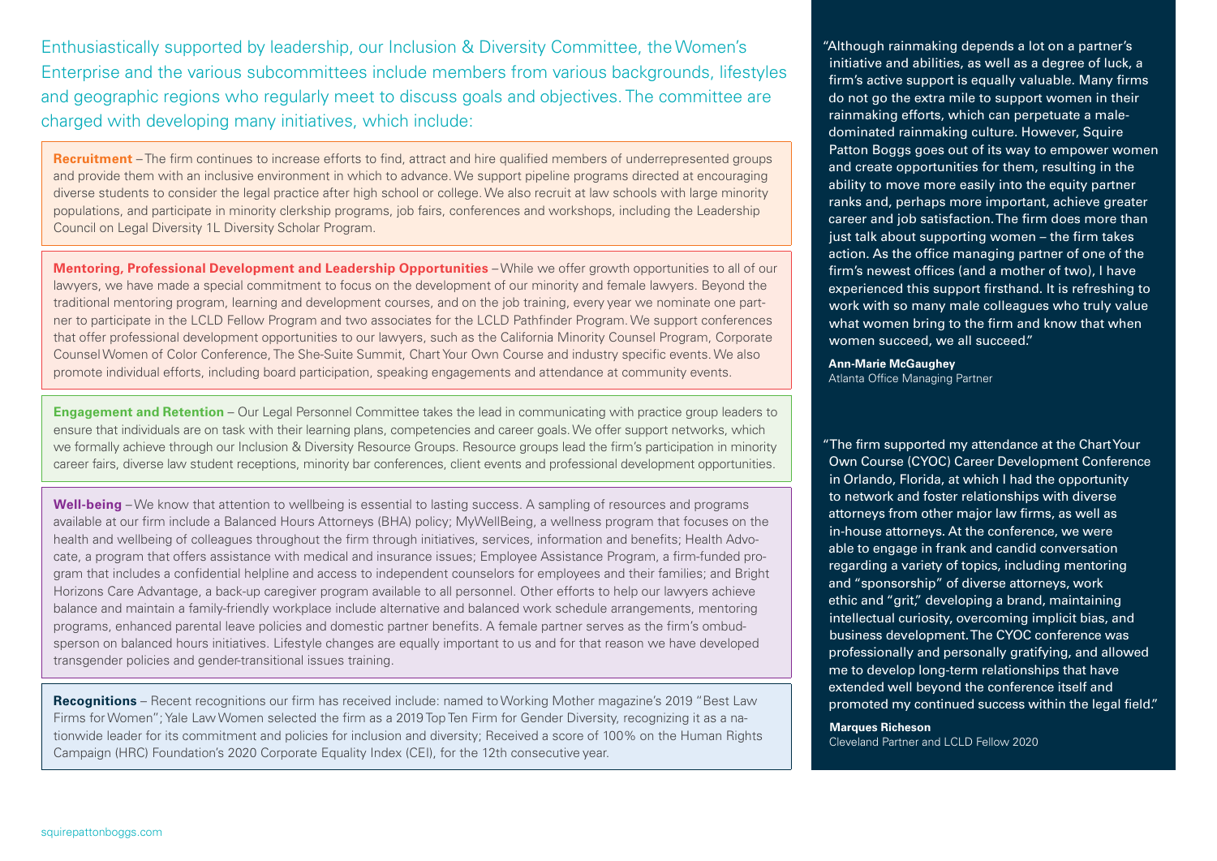Enthusiastically supported by leadership, our Inclusion & Diversity Committee, the Women's Enterprise and the various subcommittees include members from various backgrounds, lifestyles and geographic regions who regularly meet to discuss goals and objectives. The committee are charged with developing many initiatives, which include:

**Recruitment** – The firm continues to increase efforts to find, attract and hire qualified members of underrepresented groups and provide them with an inclusive environment in which to advance. We support pipeline programs directed at encouraging diverse students to consider the legal practice after high school or college. We also recruit at law schools with large minority populations, and participate in minority clerkship programs, job fairs, conferences and workshops, including the Leadership Council on Legal Diversity 1L Diversity Scholar Program.

**Mentoring, Professional Development and Leadership Opportunities** – While we offer growth opportunities to all of our lawyers, we have made a special commitment to focus on the development of our minority and female lawyers. Beyond the traditional mentoring program, learning and development courses, and on the job training, every year we nominate one partner to participate in the LCLD Fellow Program and two associates for the LCLD Pathfinder Program. We support conferences that offer professional development opportunities to our lawyers, such as the California Minority Counsel Program, Corporate Counsel Women of Color Conference, The She-Suite Summit, Chart Your Own Course and industry specific events. We also promote individual efforts, including board participation, speaking engagements and attendance at community events.

**Engagement and Retention** – Our Legal Personnel Committee takes the lead in communicating with practice group leaders to ensure that individuals are on task with their learning plans, competencies and career goals. We offer support networks, which we formally achieve through our Inclusion & Diversity Resource Groups. Resource groups lead the firm's participation in minority career fairs, diverse law student receptions, minority bar conferences, client events and professional development opportunities.

**Well-being** – We know that attention to wellbeing is essential to lasting success. A sampling of resources and programs available at our firm include a Balanced Hours Attorneys (BHA) policy; MyWellBeing, a wellness program that focuses on the health and wellbeing of colleagues throughout the firm through initiatives, services, information and benefits; Health Advocate, a program that offers assistance with medical and insurance issues; Employee Assistance Program, a firm-funded program that includes a confidential helpline and access to independent counselors for employees and their families; and Bright Horizons Care Advantage, a back-up caregiver program available to all personnel. Other efforts to help our lawyers achieve balance and maintain a family-friendly workplace include alternative and balanced work schedule arrangements, mentoring programs, enhanced parental leave policies and domestic partner benefits. A female partner serves as the firm's ombudsperson on balanced hours initiatives. Lifestyle changes are equally important to us and for that reason we have developed transgender policies and gender-transitional issues training.

**Recognitions** – Recent recognitions our firm has received include: named to Working Mother magazine's 2019 "Best Law Firms for Women"; Yale Law Women selected the firm as a 2019 Top Ten Firm for Gender Diversity, recognizing it as a nationwide leader for its commitment and policies for inclusion and diversity; Received a score of 100% on the Human Rights Campaign (HRC) Foundation's 2020 Corporate Equality Index (CEI), for the 12th consecutive year.

"Although rainmaking depends a lot on a partner's initiative and abilities, as well as a degree of luck, a firm's active support is equally valuable. Many firms do not go the extra mile to support women in their rainmaking efforts, which can perpetuate a male-dominated rainmaking culture. However, Squire Patton Boggs goes out of its way to empower women and create opportunities for them, resulting in the ability to move more easily into the equity partner ranks and, perhaps more important, achieve greater career and job satisfaction. The firm does more than just talk about supporting women – the firm takes action. As the office managing partner of one of the firm's newest offices (and a mother of two), I have experienced this support firsthand. It is refreshing to work with so many male colleagues who truly value what women bring to the firm and know that when women succeed, we all succeed."

**Ann-Marie McGaughey**
Atlanta Office Managing Partner

"The firm supported my attendance at the Chart Your Own Course (CYOC) Career Development Conference in Orlando, Florida, at which I had the opportunity to network and foster relationships with diverse attorneys from other major law firms, as well as in-house attorneys. At the conference, we were able to engage in frank and candid conversation regarding a variety of topics, including mentoring and "sponsorship" of diverse attorneys, work ethic and "grit," developing a brand, maintaining intellectual curiosity, overcoming implicit bias, and business development. The CYOC conference was professionally and personally gratifying, and allowed me to develop long-term relationships that have extended well beyond the conference itself and promoted my continued success within the legal field."

**Marques Richeson**
Cleveland Partner and LCLD Fellow 2020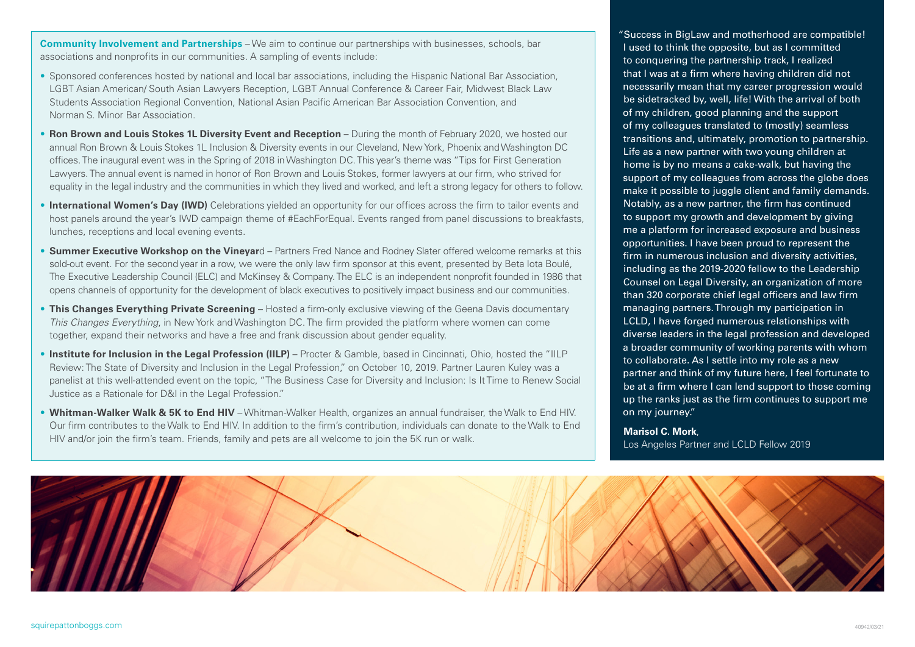**Community Involvement and Partnerships** – We aim to continue our partnerships with businesses, schools, bar associations and nonprofits in our communities. A sampling of events include:

- Sponsored conferences hosted by national and local bar associations, including the Hispanic National Bar Association, LGBT Asian American/ South Asian Lawyers Reception, LGBT Annual Conference & Career Fair, Midwest Black Law Students Association Regional Convention, National Asian Pacific American Bar Association Convention, and Norman S. Minor Bar Association.
- **Ron Brown and Louis Stokes 1L Diversity Event and Reception** – During the month of February 2020, we hosted our annual Ron Brown & Louis Stokes 1L Inclusion & Diversity events in our Cleveland, New York, Phoenix and Washington DC offices. The inaugural event was in the Spring of 2018 in Washington DC. This year's theme was "Tips for First Generation Lawyers. The annual event is named in honor of Ron Brown and Louis Stokes, former lawyers at our firm, who strived for equality in the legal industry and the communities in which they lived and worked, and left a strong legacy for others to follow.
- **International Women's Day (IWD)** Celebrations yielded an opportunity for our offices across the firm to tailor events and host panels around the year's IWD campaign theme of #EachForEqual. Events ranged from panel discussions to breakfasts, lunches, receptions and local evening events.
- **Summer Executive Workshop on the Vineyar**d – Partners Fred Nance and Rodney Slater offered welcome remarks at this sold-out event. For the second year in a row, we were the only law firm sponsor at this event, presented by Beta Iota Boulé, The Executive Leadership Council (ELC) and McKinsey & Company. The ELC is an independent nonprofit founded in 1986 that opens channels of opportunity for the development of black executives to positively impact business and our communities.
- **This Changes Everything Private Screening** – Hosted a firm-only exclusive viewing of the Geena Davis documentary *This Changes Everything*, in New York and Washington DC. The firm provided the platform where women can come together, expand their networks and have a free and frank discussion about gender equality.
- **Institute for Inclusion in the Legal Profession (IILP)** – Procter & Gamble, based in Cincinnati, Ohio, hosted the "IILP Review: The State of Diversity and Inclusion in the Legal Profession," on October 10, 2019. Partner Lauren Kuley was a panelist at this well-attended event on the topic, "The Business Case for Diversity and Inclusion: Is It Time to Renew Social Justice as a Rationale for D&I in the Legal Profession."
- **Whitman-Walker Walk & 5K to End HIV** – Whitman-Walker Health, organizes an annual fundraiser, the Walk to End HIV. Our firm contributes to the Walk to End HIV. In addition to the firm's contribution, individuals can donate to the Walk to End HIV and/or join the firm's team. Friends, family and pets are all welcome to join the 5K run or walk.

"Success in BigLaw and motherhood are compatible! I used to think the opposite, but as I committed to conquering the partnership track, I realized that I was at a firm where having children did not necessarily mean that my career progression would be sidetracked by, well, life! With the arrival of both of my children, good planning and the support of my colleagues translated to (mostly) seamless transitions and, ultimately, promotion to partnership. Life as a new partner with two young children at home is by no means a cake-walk, but having the support of my colleagues from across the globe does make it possible to juggle client and family demands. Notably, as a new partner, the firm has continued to support my growth and development by giving me a platform for increased exposure and business opportunities. I have been proud to represent the firm in numerous inclusion and diversity activities, including as the 2019-2020 fellow to the Leadership Counsel on Legal Diversity, an organization of more than 320 corporate chief legal officers and law firm managing partners. Through my participation in LCLD, I have forged numerous relationships with diverse leaders in the legal profession and developed a broader community of working parents with whom to collaborate. As I settle into my role as a new partner and think of my future here, I feel fortunate to be at a firm where I can lend support to those coming up the ranks just as the firm continues to support me on my journey."

**Marisol C. Mork**,
Los Angeles Partner and LCLD Fellow 2019

squirepattonboggs.com

40942/03/21